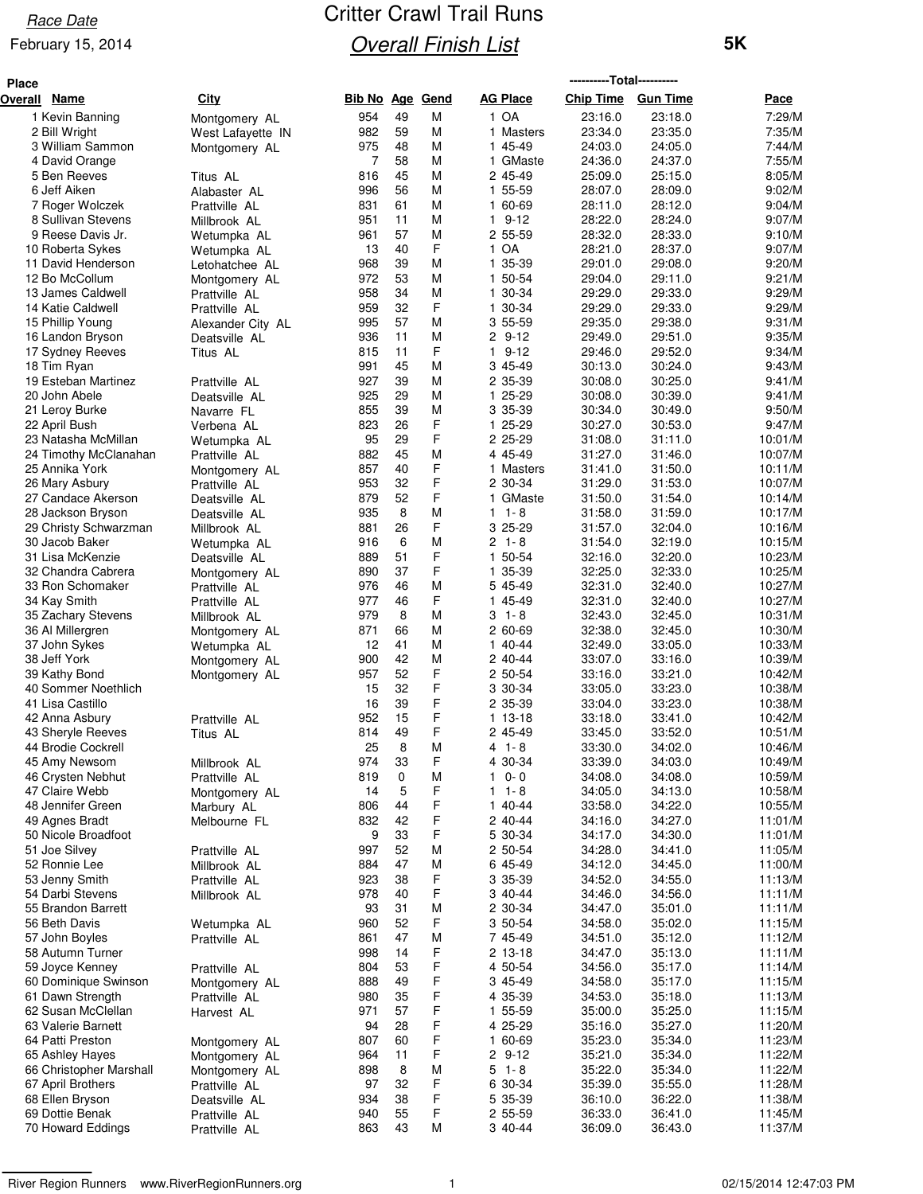*Race Date*

February 15, 2014

# Critter Crawl Trail Runs

## *Overall Finish List*

**5K**

| Place Overall | Name | City | Bib No | Age | Gend | AG Place | Chip Time | Gun Time | Pace |
|---|---|---|---|---|---|---|---|---|---|
| 1 | Kevin Banning | Montgomery AL | 954 | 49 | M | 1 OA | 23:16.0 | 23:18.0 | 7:29/M |
| 2 | Bill Wright | West Lafayette IN | 982 | 59 | M | 1 Masters | 23:34.0 | 23:35.0 | 7:35/M |
| 3 | William Sammon | Montgomery AL | 975 | 48 | M | 1 45-49 | 24:03.0 | 24:05.0 | 7:44/M |
| 4 | David Orange | | 7 | 58 | M | 1 GMaste | 24:36.0 | 24:37.0 | 7:55/M |
| 5 | Ben Reeves | Titus AL | 816 | 45 | M | 2 45-49 | 25:09.0 | 25:15.0 | 8:05/M |
| 6 | Jeff Aiken | Alabaster AL | 996 | 56 | M | 1 55-59 | 28:07.0 | 28:09.0 | 9:02/M |
| 7 | Roger Wolczek | Prattville AL | 831 | 61 | M | 1 60-69 | 28:11.0 | 28:12.0 | 9:04/M |
| 8 | Sullivan Stevens | Millbrook AL | 951 | 11 | M | 1 9-12 | 28:22.0 | 28:24.0 | 9:07/M |
| 9 | Reese Davis Jr. | Wetumpka AL | 961 | 57 | M | 2 55-59 | 28:32.0 | 28:33.0 | 9:10/M |
| 10 | Roberta Sykes | Wetumpka AL | 13 | 40 | F | 1 OA | 28:21.0 | 28:37.0 | 9:07/M |
| 11 | David Henderson | Letohatchee AL | 968 | 39 | M | 1 35-39 | 29:01.0 | 29:08.0 | 9:20/M |
| 12 | Bo McCollum | Montgomery AL | 972 | 53 | M | 1 50-54 | 29:04.0 | 29:11.0 | 9:21/M |
| 13 | James Caldwell | Prattville AL | 958 | 34 | M | 1 30-34 | 29:29.0 | 29:33.0 | 9:29/M |
| 14 | Katie Caldwell | Prattville AL | 959 | 32 | F | 1 30-34 | 29:29.0 | 29:33.0 | 9:29/M |
| 15 | Phillip Young | Alexander City AL | 995 | 57 | M | 3 55-59 | 29:35.0 | 29:38.0 | 9:31/M |
| 16 | Landon Bryson | Deatsville AL | 936 | 11 | M | 2 9-12 | 29:49.0 | 29:51.0 | 9:35/M |
| 17 | Sydney Reeves | Titus AL | 815 | 11 | F | 1 9-12 | 29:46.0 | 29:52.0 | 9:34/M |
| 18 | Tim Ryan | | 991 | 45 | M | 3 45-49 | 30:13.0 | 30:24.0 | 9:43/M |
| 19 | Esteban Martinez | Prattville AL | 927 | 39 | M | 2 35-39 | 30:08.0 | 30:25.0 | 9:41/M |
| 20 | John Abele | Deatsville AL | 925 | 29 | M | 1 25-29 | 30:08.0 | 30:39.0 | 9:41/M |
| 21 | Leroy Burke | Navarre FL | 855 | 39 | M | 3 35-39 | 30:34.0 | 30:49.0 | 9:50/M |
| 22 | April Bush | Verbena AL | 823 | 26 | F | 1 25-29 | 30:27.0 | 30:53.0 | 9:47/M |
| 23 | Natasha McMillan | Wetumpka AL | 95 | 29 | F | 2 25-29 | 31:08.0 | 31:11.0 | 10:01/M |
| 24 | Timothy McClanahan | Prattville AL | 882 | 45 | M | 4 45-49 | 31:27.0 | 31:46.0 | 10:07/M |
| 25 | Annika York | Montgomery AL | 857 | 40 | F | 1 Masters | 31:41.0 | 31:50.0 | 10:11/M |
| 26 | Mary Asbury | Prattville AL | 953 | 32 | F | 2 30-34 | 31:29.0 | 31:53.0 | 10:07/M |
| 27 | Candace Akerson | Deatsville AL | 879 | 52 | F | 1 GMaste | 31:50.0 | 31:54.0 | 10:14/M |
| 28 | Jackson Bryson | Deatsville AL | 935 | 8 | M | 1 1-8 | 31:58.0 | 31:59.0 | 10:17/M |
| 29 | Christy Schwarzman | Millbrook AL | 881 | 26 | F | 3 25-29 | 31:57.0 | 32:04.0 | 10:16/M |
| 30 | Jacob Baker | Wetumpka AL | 916 | 6 | M | 2 1-8 | 31:54.0 | 32:19.0 | 10:15/M |
| 31 | Lisa McKenzie | Deatsville AL | 889 | 51 | F | 1 50-54 | 32:16.0 | 32:20.0 | 10:23/M |
| 32 | Chandra Cabrera | Montgomery AL | 890 | 37 | F | 1 35-39 | 32:25.0 | 32:33.0 | 10:25/M |
| 33 | Ron Schomaker | Prattville AL | 976 | 46 | M | 5 45-49 | 32:31.0 | 32:40.0 | 10:27/M |
| 34 | Kay Smith | Prattville AL | 977 | 46 | F | 1 45-49 | 32:31.0 | 32:40.0 | 10:27/M |
| 35 | Zachary Stevens | Millbrook AL | 979 | 8 | M | 3 1-8 | 32:43.0 | 32:45.0 | 10:31/M |
| 36 | Al Millergren | Montgomery AL | 871 | 66 | M | 2 60-69 | 32:38.0 | 32:45.0 | 10:30/M |
| 37 | John Sykes | Wetumpka AL | 12 | 41 | M | 1 40-44 | 32:49.0 | 33:05.0 | 10:33/M |
| 38 | Jeff York | Montgomery AL | 900 | 42 | M | 2 40-44 | 33:07.0 | 33:16.0 | 10:39/M |
| 39 | Kathy Bond | Montgomery AL | 957 | 52 | F | 2 50-54 | 33:16.0 | 33:21.0 | 10:42/M |
| 40 | Sommer Noethlich | | 15 | 32 | F | 3 30-34 | 33:05.0 | 33:23.0 | 10:38/M |
| 41 | Lisa Castillo | | 16 | 39 | F | 2 35-39 | 33:04.0 | 33:23.0 | 10:38/M |
| 42 | Anna Asbury | Prattville AL | 952 | 15 | F | 1 13-18 | 33:18.0 | 33:41.0 | 10:42/M |
| 43 | Sheryle Reeves | Titus AL | 814 | 49 | F | 2 45-49 | 33:45.0 | 33:52.0 | 10:51/M |
| 44 | Brodie Cockrell | | 25 | 8 | M | 4 1-8 | 33:30.0 | 34:02.0 | 10:46/M |
| 45 | Amy Newsom | Millbrook AL | 974 | 33 | F | 4 30-34 | 33:39.0 | 34:03.0 | 10:49/M |
| 46 | Crysten Nebhut | Prattville AL | 819 | 0 | M | 1 0-0 | 34:08.0 | 34:08.0 | 10:59/M |
| 47 | Claire Webb | Montgomery AL | 14 | 5 | F | 1 1-8 | 34:05.0 | 34:13.0 | 10:58/M |
| 48 | Jennifer Green | Marbury AL | 806 | 44 | F | 1 40-44 | 33:58.0 | 34:22.0 | 10:55/M |
| 49 | Agnes Bradt | Melbourne FL | 832 | 42 | F | 2 40-44 | 34:16.0 | 34:27.0 | 11:01/M |
| 50 | Nicole Broadfoot | | 9 | 33 | F | 5 30-34 | 34:17.0 | 34:30.0 | 11:01/M |
| 51 | Joe Silvey | Prattville AL | 997 | 52 | M | 2 50-54 | 34:28.0 | 34:41.0 | 11:05/M |
| 52 | Ronnie Lee | Millbrook AL | 884 | 47 | M | 6 45-49 | 34:12.0 | 34:45.0 | 11:00/M |
| 53 | Jenny Smith | Prattville AL | 923 | 38 | F | 3 35-39 | 34:52.0 | 34:55.0 | 11:13/M |
| 54 | Darbi Stevens | Millbrook AL | 978 | 40 | F | 3 40-44 | 34:46.0 | 34:56.0 | 11:11/M |
| 55 | Brandon Barrett | | 93 | 31 | M | 2 30-34 | 34:47.0 | 35:01.0 | 11:11/M |
| 56 | Beth Davis | Wetumpka AL | 960 | 52 | F | 3 50-54 | 34:58.0 | 35:02.0 | 11:15/M |
| 57 | John Boyles | Prattville AL | 861 | 47 | M | 7 45-49 | 34:51.0 | 35:12.0 | 11:12/M |
| 58 | Autumn Turner | | 998 | 14 | F | 2 13-18 | 34:47.0 | 35:13.0 | 11:11/M |
| 59 | Joyce Kenney | Prattville AL | 804 | 53 | F | 4 50-54 | 34:56.0 | 35:17.0 | 11:14/M |
| 60 | Dominique Swinson | Montgomery AL | 888 | 49 | F | 3 45-49 | 34:58.0 | 35:17.0 | 11:15/M |
| 61 | Dawn Strength | Prattville AL | 980 | 35 | F | 4 35-39 | 34:53.0 | 35:18.0 | 11:13/M |
| 62 | Susan McClellan | Harvest AL | 971 | 57 | F | 1 55-59 | 35:00.0 | 35:25.0 | 11:15/M |
| 63 | Valerie Barnett | | 94 | 28 | F | 4 25-29 | 35:16.0 | 35:27.0 | 11:20/M |
| 64 | Patti Preston | Montgomery AL | 807 | 60 | F | 1 60-69 | 35:23.0 | 35:34.0 | 11:23/M |
| 65 | Ashley Hayes | Montgomery AL | 964 | 11 | F | 2 9-12 | 35:21.0 | 35:34.0 | 11:22/M |
| 66 | Christopher Marshall | Montgomery AL | 898 | 8 | M | 5 1-8 | 35:22.0 | 35:34.0 | 11:22/M |
| 67 | April Brothers | Prattville AL | 97 | 32 | F | 6 30-34 | 35:39.0 | 35:55.0 | 11:28/M |
| 68 | Ellen Bryson | Deatsville AL | 934 | 38 | F | 5 35-39 | 36:10.0 | 36:22.0 | 11:38/M |
| 69 | Dottie Benak | Prattville AL | 940 | 55 | F | 2 55-59 | 36:33.0 | 36:41.0 | 11:45/M |
| 70 | Howard Eddings | Prattville AL | 863 | 43 | M | 3 40-44 | 36:09.0 | 36:43.0 | 11:37/M |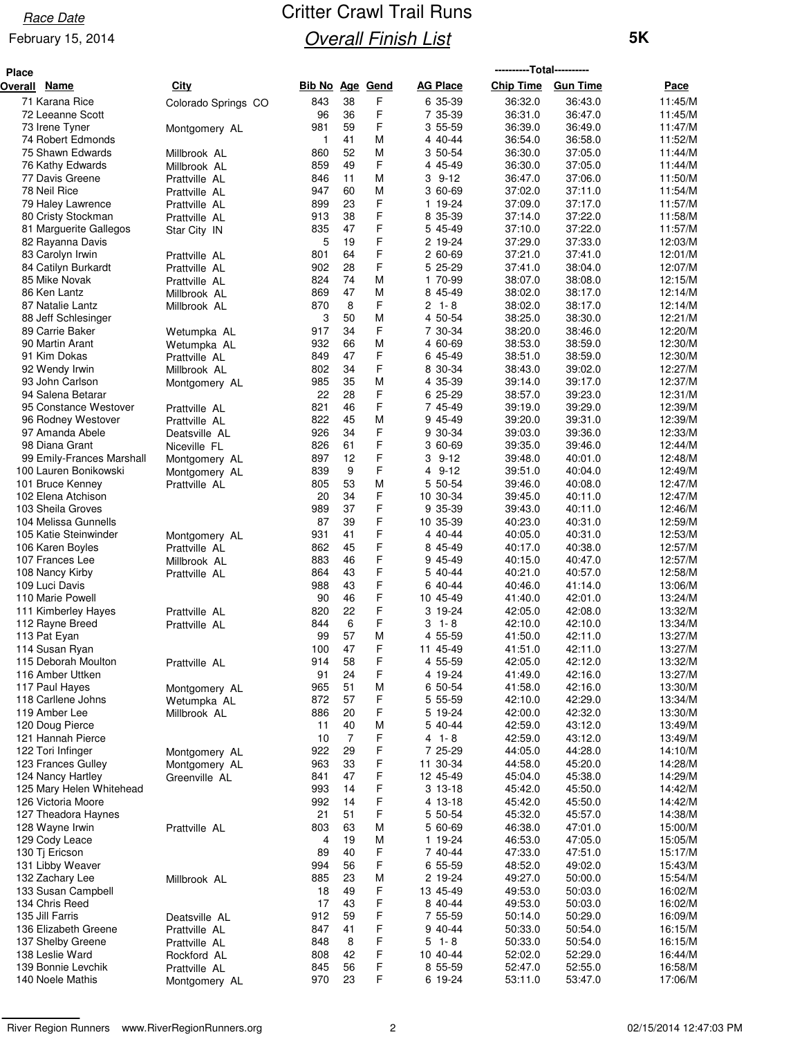Race Date

February 15, 2014

# Critter Crawl Trail Runs

## Overall Finish List

**5K**

| Place Overall | Name | City | Bib No | Age | Gend | AG Place | Chip Time | Gun Time | Pace |
|---|---|---|---|---|---|---|---|---|---|
| 71 | Karana Rice | Colorado Springs CO | 843 | 38 | F | 6 35-39 | 36:32.0 | 36:43.0 | 11:45/M |
| 72 | Leeanne Scott | | 96 | 36 | F | 7 35-39 | 36:31.0 | 36:47.0 | 11:45/M |
| 73 | Irene Tyner | Montgomery AL | 981 | 59 | F | 3 55-59 | 36:39.0 | 36:49.0 | 11:47/M |
| 74 | Robert Edmonds | | 1 | 41 | M | 4 40-44 | 36:54.0 | 36:58.0 | 11:52/M |
| 75 | Shawn Edwards | Millbrook AL | 860 | 52 | M | 3 50-54 | 36:30.0 | 37:05.0 | 11:44/M |
| 76 | Kathy Edwards | Millbrook AL | 859 | 49 | F | 4 45-49 | 36:30.0 | 37:05.0 | 11:44/M |
| 77 | Davis Greene | Prattville AL | 846 | 11 | M | 3 9-12 | 36:47.0 | 37:06.0 | 11:50/M |
| 78 | Neil Rice | Prattville AL | 947 | 60 | M | 3 60-69 | 37:02.0 | 37:11.0 | 11:54/M |
| 79 | Haley Lawrence | Prattville AL | 899 | 23 | F | 1 19-24 | 37:09.0 | 37:17.0 | 11:57/M |
| 80 | Cristy Stockman | Prattville AL | 913 | 38 | F | 8 35-39 | 37:14.0 | 37:22.0 | 11:58/M |
| 81 | Marguerite Gallegos | Star City IN | 835 | 47 | F | 5 45-49 | 37:10.0 | 37:22.0 | 11:57/M |
| 82 | Rayanna Davis | | 5 | 19 | F | 2 19-24 | 37:29.0 | 37:33.0 | 12:03/M |
| 83 | Carolyn Irwin | Prattville AL | 801 | 64 | F | 2 60-69 | 37:21.0 | 37:41.0 | 12:01/M |
| 84 | Catilyn Burkardt | Prattville AL | 902 | 28 | F | 5 25-29 | 37:41.0 | 38:04.0 | 12:07/M |
| 85 | Mike Novak | Prattville AL | 824 | 74 | M | 1 70-99 | 38:07.0 | 38:08.0 | 12:15/M |
| 86 | Ken Lantz | Millbrook AL | 869 | 47 | M | 8 45-49 | 38:02.0 | 38:17.0 | 12:14/M |
| 87 | Natalie Lantz | Millbrook AL | 870 | 8 | F | 2 1- 8 | 38:02.0 | 38:17.0 | 12:14/M |
| 88 | Jeff Schlesinger | | 3 | 50 | M | 4 50-54 | 38:25.0 | 38:30.0 | 12:21/M |
| 89 | Carrie Baker | Wetumpka AL | 917 | 34 | F | 7 30-34 | 38:20.0 | 38:46.0 | 12:20/M |
| 90 | Martin Arant | Wetumpka AL | 932 | 66 | M | 4 60-69 | 38:53.0 | 38:59.0 | 12:30/M |
| 91 | Kim Dokas | Prattville AL | 849 | 47 | F | 6 45-49 | 38:51.0 | 38:59.0 | 12:30/M |
| 92 | Wendy Irwin | Millbrook AL | 802 | 34 | F | 8 30-34 | 38:43.0 | 39:02.0 | 12:27/M |
| 93 | John Carlson | Montgomery AL | 985 | 35 | M | 4 35-39 | 39:14.0 | 39:17.0 | 12:37/M |
| 94 | Salena Betarar | | 22 | 28 | F | 6 25-29 | 38:57.0 | 39:23.0 | 12:31/M |
| 95 | Constance Westover | Prattville AL | 821 | 46 | F | 7 45-49 | 39:19.0 | 39:29.0 | 12:39/M |
| 96 | Rodney Westover | Prattville AL | 822 | 45 | M | 9 45-49 | 39:20.0 | 39:31.0 | 12:39/M |
| 97 | Amanda Abele | Deatsville AL | 926 | 34 | F | 9 30-34 | 39:03.0 | 39:36.0 | 12:33/M |
| 98 | Diana Grant | Niceville FL | 826 | 61 | F | 3 60-69 | 39:35.0 | 39:46.0 | 12:44/M |
| 99 | Emily-Frances Marshall | Montgomery AL | 897 | 12 | F | 3 9-12 | 39:48.0 | 40:01.0 | 12:48/M |
| 100 | Lauren Bonikowski | Montgomery AL | 839 | 9 | F | 4 9-12 | 39:51.0 | 40:04.0 | 12:49/M |
| 101 | Bruce Kenney | Prattville AL | 805 | 53 | M | 5 50-54 | 39:46.0 | 40:08.0 | 12:47/M |
| 102 | Elena Atchison | | 20 | 34 | F | 10 30-34 | 39:45.0 | 40:11.0 | 12:47/M |
| 103 | Sheila Groves | | 989 | 37 | F | 9 35-39 | 39:43.0 | 40:11.0 | 12:46/M |
| 104 | Melissa Gunnells | | 87 | 39 | F | 10 35-39 | 40:23.0 | 40:31.0 | 12:59/M |
| 105 | Katie Steinwinder | Montgomery AL | 931 | 41 | F | 4 40-44 | 40:05.0 | 40:31.0 | 12:53/M |
| 106 | Karen Boyles | Prattville AL | 862 | 45 | F | 8 45-49 | 40:17.0 | 40:38.0 | 12:57/M |
| 107 | Frances Lee | Millbrook AL | 883 | 46 | F | 9 45-49 | 40:15.0 | 40:47.0 | 12:57/M |
| 108 | Nancy Kirby | Prattville AL | 864 | 43 | F | 5 40-44 | 40:21.0 | 40:57.0 | 12:58/M |
| 109 | Luci Davis | | 988 | 43 | F | 6 40-44 | 40:46.0 | 41:14.0 | 13:06/M |
| 110 | Marie Powell | | 90 | 46 | F | 10 45-49 | 41:40.0 | 42:01.0 | 13:24/M |
| 111 | Kimberley Hayes | Prattville AL | 820 | 22 | F | 3 19-24 | 42:05.0 | 42:08.0 | 13:32/M |
| 112 | Rayne Breed | Prattville AL | 844 | 6 | F | 3 1- 8 | 42:10.0 | 42:10.0 | 13:34/M |
| 113 | Pat Eyan | | 99 | 57 | M | 4 55-59 | 41:50.0 | 42:11.0 | 13:27/M |
| 114 | Susan Ryan | | 100 | 47 | F | 11 45-49 | 41:51.0 | 42:11.0 | 13:27/M |
| 115 | Deborah Moulton | Prattville AL | 914 | 58 | F | 4 55-59 | 42:05.0 | 42:12.0 | 13:32/M |
| 116 | Amber Uttken | | 91 | 24 | F | 4 19-24 | 41:49.0 | 42:16.0 | 13:27/M |
| 117 | Paul Hayes | Montgomery AL | 965 | 51 | M | 6 50-54 | 41:58.0 | 42:16.0 | 13:30/M |
| 118 | Carllene Johns | Wetumpka AL | 872 | 57 | F | 5 55-59 | 42:10.0 | 42:29.0 | 13:34/M |
| 119 | Amber Lee | Millbrook AL | 886 | 20 | F | 5 19-24 | 42:00.0 | 42:32.0 | 13:30/M |
| 120 | Doug Pierce | | 11 | 40 | M | 5 40-44 | 42:59.0 | 43:12.0 | 13:49/M |
| 121 | Hannah Pierce | | 10 | 7 | F | 4 1- 8 | 42:59.0 | 43:12.0 | 13:49/M |
| 122 | Tori Infinger | Montgomery AL | 922 | 29 | F | 7 25-29 | 44:05.0 | 44:28.0 | 14:10/M |
| 123 | Frances Gulley | Montgomery AL | 963 | 33 | F | 11 30-34 | 44:58.0 | 45:20.0 | 14:28/M |
| 124 | Nancy Hartley | Greenville AL | 841 | 47 | F | 12 45-49 | 45:04.0 | 45:38.0 | 14:29/M |
| 125 | Mary Helen Whitehead | | 993 | 14 | F | 3 13-18 | 45:42.0 | 45:50.0 | 14:42/M |
| 126 | Victoria Moore | | 992 | 14 | F | 4 13-18 | 45:42.0 | 45:50.0 | 14:42/M |
| 127 | Theadora Haynes | | 21 | 51 | F | 5 50-54 | 45:32.0 | 45:57.0 | 14:38/M |
| 128 | Wayne Irwin | Prattville AL | 803 | 63 | M | 5 60-69 | 46:38.0 | 47:01.0 | 15:00/M |
| 129 | Cody Leace | | 4 | 19 | M | 1 19-24 | 46:53.0 | 47:05.0 | 15:05/M |
| 130 | Tj Ericson | | 89 | 40 | F | 7 40-44 | 47:33.0 | 47:51.0 | 15:17/M |
| 131 | Libby Weaver | | 994 | 56 | F | 6 55-59 | 48:52.0 | 49:02.0 | 15:43/M |
| 132 | Zachary Lee | Millbrook AL | 885 | 23 | M | 2 19-24 | 49:27.0 | 50:00.0 | 15:54/M |
| 133 | Susan Campbell | | 18 | 49 | F | 13 45-49 | 49:53.0 | 50:03.0 | 16:02/M |
| 134 | Chris Reed | | 17 | 43 | F | 8 40-44 | 49:53.0 | 50:03.0 | 16:02/M |
| 135 | Jill Farris | Deatsville AL | 912 | 59 | F | 7 55-59 | 50:14.0 | 50:29.0 | 16:09/M |
| 136 | Elizabeth Greene | Prattville AL | 847 | 41 | F | 9 40-44 | 50:33.0 | 50:54.0 | 16:15/M |
| 137 | Shelby Greene | Prattville AL | 848 | 8 | F | 5 1- 8 | 50:33.0 | 50:54.0 | 16:15/M |
| 138 | Leslie Ward | Rockford AL | 808 | 42 | F | 10 40-44 | 52:02.0 | 52:29.0 | 16:44/M |
| 139 | Bonnie Levchik | Prattville AL | 845 | 56 | F | 8 55-59 | 52:47.0 | 52:55.0 | 16:58/M |
| 140 | Noele Mathis | Montgomery AL | 970 | 23 | F | 6 19-24 | 53:11.0 | 53:47.0 | 17:06/M |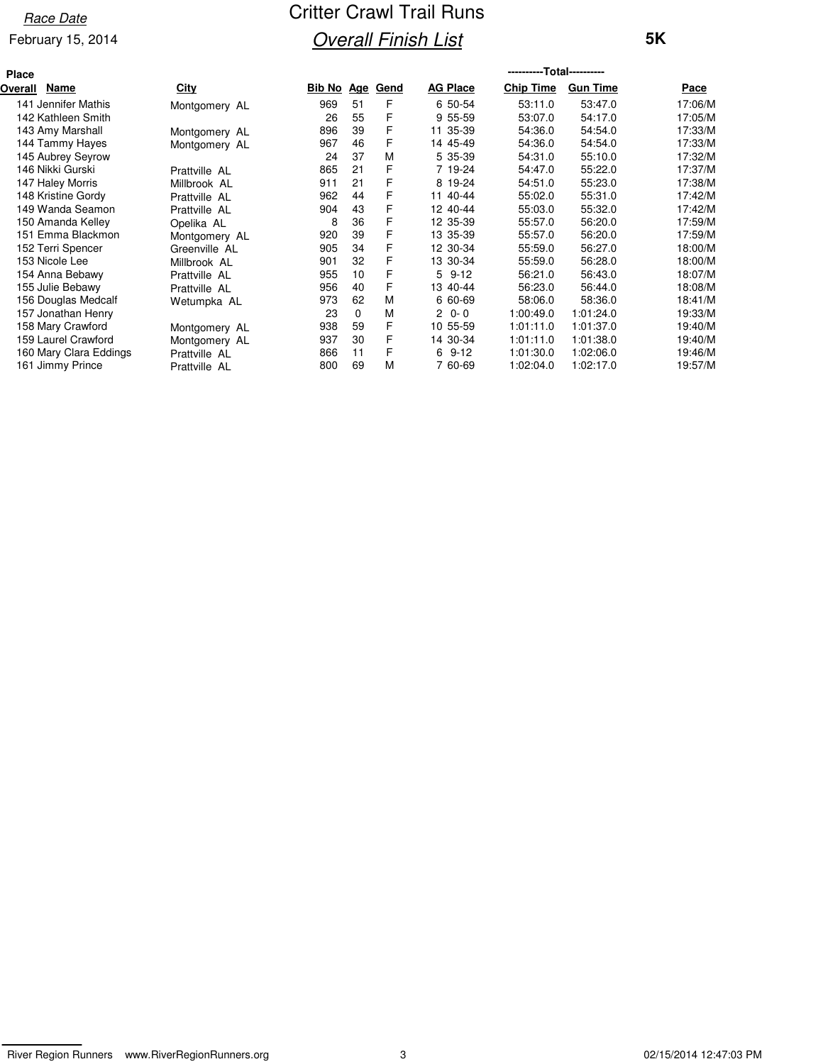# Critter Crawl Trail Runs

## Overall Finish List

**Race Date**
February 15, 2014

**5K**

| Place Overall | Name | City | Bib No | Age | Gend | AG Place | Total Chip Time | Total Gun Time | Pace |
|---|---|---|---|---|---|---|---|---|---|
| 141 | Jennifer Mathis | Montgomery AL | 969 | 51 | F | 6 50-54 | 53:11.0 | 53:47.0 | 17:06/M |
| 142 | Kathleen Smith | | 26 | 55 | F | 9 55-59 | 53:07.0 | 54:17.0 | 17:05/M |
| 143 | Amy Marshall | Montgomery AL | 896 | 39 | F | 11 35-39 | 54:36.0 | 54:54.0 | 17:33/M |
| 144 | Tammy Hayes | Montgomery AL | 967 | 46 | F | 14 45-49 | 54:36.0 | 54:54.0 | 17:33/M |
| 145 | Aubrey Seyrow | | 24 | 37 | M | 5 35-39 | 54:31.0 | 55:10.0 | 17:32/M |
| 146 | Nikki Gurski | Prattville AL | 865 | 21 | F | 7 19-24 | 54:47.0 | 55:22.0 | 17:37/M |
| 147 | Haley Morris | Millbrook AL | 911 | 21 | F | 8 19-24 | 54:51.0 | 55:23.0 | 17:38/M |
| 148 | Kristine Gordy | Prattville AL | 962 | 44 | F | 11 40-44 | 55:02.0 | 55:31.0 | 17:42/M |
| 149 | Wanda Seamon | Prattville AL | 904 | 43 | F | 12 40-44 | 55:03.0 | 55:32.0 | 17:42/M |
| 150 | Amanda Kelley | Opelika AL | 8 | 36 | F | 12 35-39 | 55:57.0 | 56:20.0 | 17:59/M |
| 151 | Emma Blackmon | Montgomery AL | 920 | 39 | F | 13 35-39 | 55:57.0 | 56:20.0 | 17:59/M |
| 152 | Terri Spencer | Greenville AL | 905 | 34 | F | 12 30-34 | 55:59.0 | 56:27.0 | 18:00/M |
| 153 | Nicole Lee | Millbrook AL | 901 | 32 | F | 13 30-34 | 55:59.0 | 56:28.0 | 18:00/M |
| 154 | Anna Bebawy | Prattville AL | 955 | 10 | F | 5 9-12 | 56:21.0 | 56:43.0 | 18:07/M |
| 155 | Julie Bebawy | Prattville AL | 956 | 40 | F | 13 40-44 | 56:23.0 | 56:44.0 | 18:08/M |
| 156 | Douglas Medcalf | Wetumpka AL | 973 | 62 | M | 6 60-69 | 58:06.0 | 58:36.0 | 18:41/M |
| 157 | Jonathan Henry | | 23 | 0 | M | 2 0- 0 | 1:00:49.0 | 1:01:24.0 | 19:33/M |
| 158 | Mary Crawford | Montgomery AL | 938 | 59 | F | 10 55-59 | 1:01:11.0 | 1:01:37.0 | 19:40/M |
| 159 | Laurel Crawford | Montgomery AL | 937 | 30 | F | 14 30-34 | 1:01:11.0 | 1:01:38.0 | 19:40/M |
| 160 | Mary Clara Eddings | Prattville AL | 866 | 11 | F | 6 9-12 | 1:01:30.0 | 1:02:06.0 | 19:46/M |
| 161 | Jimmy Prince | Prattville AL | 800 | 69 | M | 7 60-69 | 1:02:04.0 | 1:02:17.0 | 19:57/M |

River Region Runners www.RiverRegionRunners.org 02/15/2014 12:47:03 PM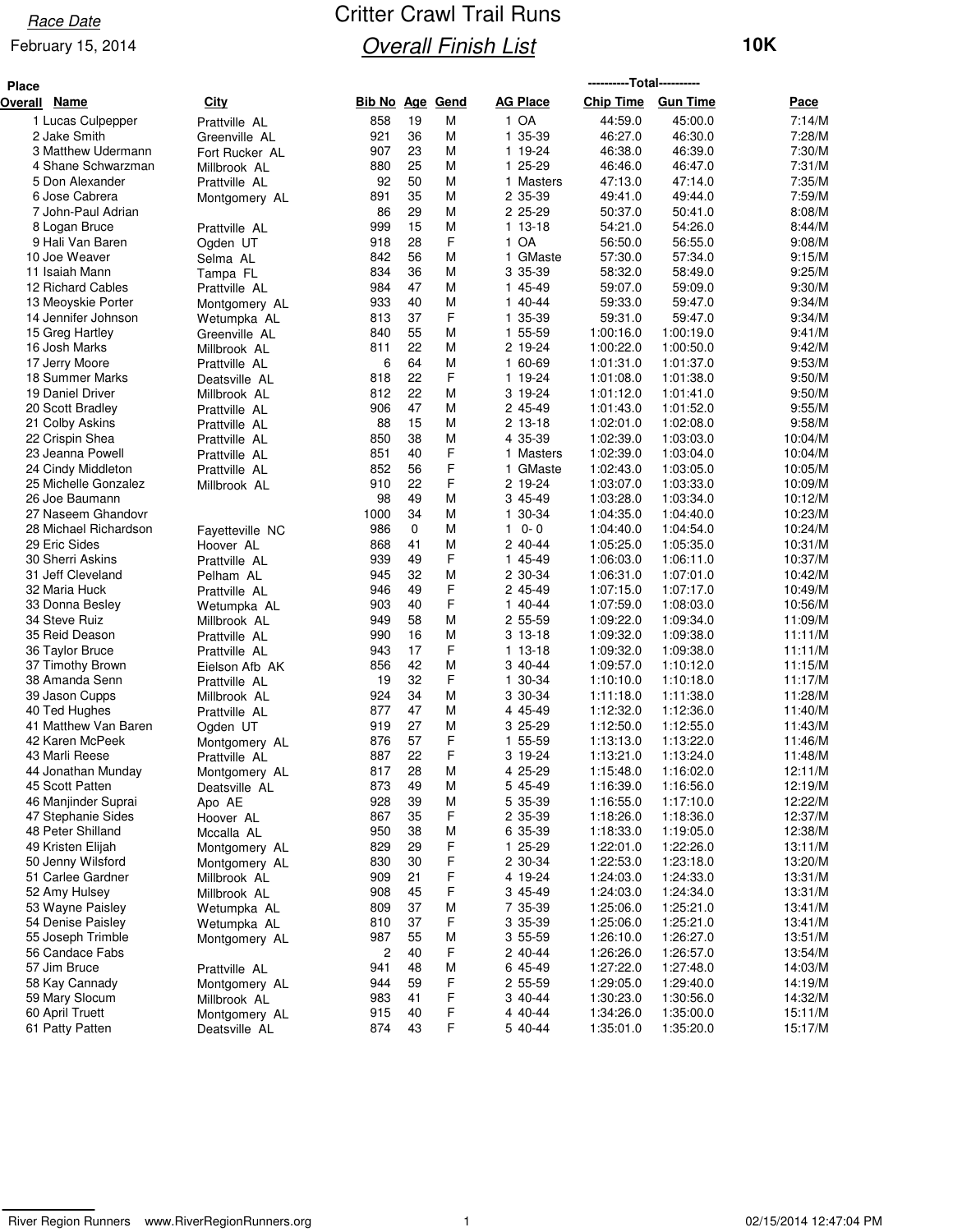Race Date

February 15, 2014

# Critter Crawl Trail Runs

## Overall Finish List

**10K**

| Place Overall | Name | City | Bib No | Age | Gend | AG Place | Chip Time | Gun Time | Pace |
|---|---|---|---|---|---|---|---|---|---|
| 1 | Lucas Culpepper | Prattville AL | 858 | 19 | M | 1 OA | 44:59.0 | 45:00.0 | 7:14/M |
| 2 | Jake Smith | Greenville AL | 921 | 36 | M | 1 35-39 | 46:27.0 | 46:30.0 | 7:28/M |
| 3 | Matthew Udermann | Fort Rucker AL | 907 | 23 | M | 1 19-24 | 46:38.0 | 46:39.0 | 7:30/M |
| 4 | Shane Schwarzman | Millbrook AL | 880 | 25 | M | 1 25-29 | 46:46.0 | 46:47.0 | 7:31/M |
| 5 | Don Alexander | Prattville AL | 92 | 50 | M | 1 Masters | 47:13.0 | 47:14.0 | 7:35/M |
| 6 | Jose Cabrera | Montgomery AL | 891 | 35 | M | 2 35-39 | 49:41.0 | 49:44.0 | 7:59/M |
| 7 | John-Paul Adrian | | 86 | 29 | M | 2 25-29 | 50:37.0 | 50:41.0 | 8:08/M |
| 8 | Logan Bruce | Prattville AL | 999 | 15 | M | 1 13-18 | 54:21.0 | 54:26.0 | 8:44/M |
| 9 | Hali Van Baren | Ogden UT | 918 | 28 | F | 1 OA | 56:50.0 | 56:55.0 | 9:08/M |
| 10 | Joe Weaver | Selma AL | 842 | 56 | M | 1 GMaste | 57:30.0 | 57:34.0 | 9:15/M |
| 11 | Isaiah Mann | Tampa FL | 834 | 36 | M | 3 35-39 | 58:32.0 | 58:49.0 | 9:25/M |
| 12 | Richard Cables | Prattville AL | 984 | 47 | M | 1 45-49 | 59:07.0 | 59:09.0 | 9:30/M |
| 13 | Meoyskie Porter | Montgomery AL | 933 | 40 | M | 1 40-44 | 59:33.0 | 59:47.0 | 9:34/M |
| 14 | Jennifer Johnson | Wetumpka AL | 813 | 37 | F | 1 35-39 | 59:31.0 | 59:47.0 | 9:34/M |
| 15 | Greg Hartley | Greenville AL | 840 | 55 | M | 1 55-59 | 1:00:16.0 | 1:00:19.0 | 9:41/M |
| 16 | Josh Marks | Millbrook AL | 811 | 22 | M | 2 19-24 | 1:00:22.0 | 1:00:50.0 | 9:42/M |
| 17 | Jerry Moore | Prattville AL | 6 | 64 | M | 1 60-69 | 1:01:31.0 | 1:01:37.0 | 9:53/M |
| 18 | Summer Marks | Deatsville AL | 818 | 22 | F | 1 19-24 | 1:01:08.0 | 1:01:38.0 | 9:50/M |
| 19 | Daniel Driver | Millbrook AL | 812 | 22 | M | 3 19-24 | 1:01:12.0 | 1:01:41.0 | 9:50/M |
| 20 | Scott Bradley | Prattville AL | 906 | 47 | M | 2 45-49 | 1:01:43.0 | 1:01:52.0 | 9:55/M |
| 21 | Colby Askins | Prattville AL | 88 | 15 | M | 2 13-18 | 1:02:01.0 | 1:02:08.0 | 9:58/M |
| 22 | Crispin Shea | Prattville AL | 850 | 38 | M | 4 35-39 | 1:02:39.0 | 1:03:03.0 | 10:04/M |
| 23 | Jeanna Powell | Prattville AL | 851 | 40 | F | 1 Masters | 1:02:39.0 | 1:03:04.0 | 10:04/M |
| 24 | Cindy Middleton | Prattville AL | 852 | 56 | F | 1 GMaste | 1:02:43.0 | 1:03:05.0 | 10:05/M |
| 25 | Michelle Gonzalez | Millbrook AL | 910 | 22 | F | 2 19-24 | 1:03:07.0 | 1:03:33.0 | 10:09/M |
| 26 | Joe Baumann | | 98 | 49 | M | 3 45-49 | 1:03:28.0 | 1:03:34.0 | 10:12/M |
| 27 | Naseem Ghandovr | | 1000 | 34 | M | 1 30-34 | 1:04:35.0 | 1:04:40.0 | 10:23/M |
| 28 | Michael Richardson | Fayetteville NC | 986 | 0 | M | 1 0- 0 | 1:04:40.0 | 1:04:54.0 | 10:24/M |
| 29 | Eric Sides | Hoover AL | 868 | 41 | M | 2 40-44 | 1:05:25.0 | 1:05:35.0 | 10:31/M |
| 30 | Sherri Askins | Prattville AL | 939 | 49 | F | 1 45-49 | 1:06:03.0 | 1:06:11.0 | 10:37/M |
| 31 | Jeff Cleveland | Pelham AL | 945 | 32 | M | 2 30-34 | 1:06:31.0 | 1:07:01.0 | 10:42/M |
| 32 | Maria Huck | Prattville AL | 946 | 49 | F | 2 45-49 | 1:07:15.0 | 1:07:17.0 | 10:49/M |
| 33 | Donna Besley | Wetumpka AL | 903 | 40 | F | 1 40-44 | 1:07:59.0 | 1:08:03.0 | 10:56/M |
| 34 | Steve Ruiz | Millbrook AL | 949 | 58 | M | 2 55-59 | 1:09:22.0 | 1:09:34.0 | 11:09/M |
| 35 | Reid Deason | Prattville AL | 990 | 16 | M | 3 13-18 | 1:09:32.0 | 1:09:38.0 | 11:11/M |
| 36 | Taylor Bruce | Prattville AL | 943 | 17 | F | 1 13-18 | 1:09:32.0 | 1:09:38.0 | 11:11/M |
| 37 | Timothy Brown | Eielson Afb AK | 856 | 42 | M | 3 40-44 | 1:09:57.0 | 1:10:12.0 | 11:15/M |
| 38 | Amanda Senn | Prattville AL | 19 | 32 | F | 1 30-34 | 1:10:10.0 | 1:10:18.0 | 11:17/M |
| 39 | Jason Cupps | Millbrook AL | 924 | 34 | M | 3 30-34 | 1:11:18.0 | 1:11:38.0 | 11:28/M |
| 40 | Ted Hughes | Prattville AL | 877 | 47 | M | 4 45-49 | 1:12:32.0 | 1:12:36.0 | 11:40/M |
| 41 | Matthew Van Baren | Ogden UT | 919 | 27 | M | 3 25-29 | 1:12:50.0 | 1:12:55.0 | 11:43/M |
| 42 | Karen McPeek | Montgomery AL | 876 | 57 | F | 1 55-59 | 1:13:13.0 | 1:13:22.0 | 11:46/M |
| 43 | Marli Reese | Prattville AL | 887 | 22 | F | 3 19-24 | 1:13:21.0 | 1:13:24.0 | 11:48/M |
| 44 | Jonathan Munday | Montgomery AL | 817 | 28 | M | 4 25-29 | 1:15:48.0 | 1:16:02.0 | 12:11/M |
| 45 | Scott Patten | Deatsville AL | 873 | 49 | M | 5 45-49 | 1:16:39.0 | 1:16:56.0 | 12:19/M |
| 46 | Manjinder Suprai | Apo AE | 928 | 39 | M | 5 35-39 | 1:16:55.0 | 1:17:10.0 | 12:22/M |
| 47 | Stephanie Sides | Hoover AL | 867 | 35 | F | 2 35-39 | 1:18:26.0 | 1:18:36.0 | 12:37/M |
| 48 | Peter Shilland | Mccalla AL | 950 | 38 | M | 6 35-39 | 1:18:33.0 | 1:19:05.0 | 12:38/M |
| 49 | Kristen Elijah | Montgomery AL | 829 | 29 | F | 1 25-29 | 1:22:01.0 | 1:22:26.0 | 13:11/M |
| 50 | Jenny Wilsford | Montgomery AL | 830 | 30 | F | 2 30-34 | 1:22:53.0 | 1:23:18.0 | 13:20/M |
| 51 | Carlee Gardner | Millbrook AL | 909 | 21 | F | 4 19-24 | 1:24:03.0 | 1:24:33.0 | 13:31/M |
| 52 | Amy Hulsey | Millbrook AL | 908 | 45 | F | 3 45-49 | 1:24:03.0 | 1:24:34.0 | 13:31/M |
| 53 | Wayne Paisley | Wetumpka AL | 809 | 37 | M | 7 35-39 | 1:25:06.0 | 1:25:21.0 | 13:41/M |
| 54 | Denise Paisley | Wetumpka AL | 810 | 37 | F | 3 35-39 | 1:25:06.0 | 1:25:21.0 | 13:41/M |
| 55 | Joseph Trimble | Montgomery AL | 987 | 55 | M | 3 55-59 | 1:26:10.0 | 1:26:27.0 | 13:51/M |
| 56 | Candace Fabs | | 2 | 40 | F | 2 40-44 | 1:26:26.0 | 1:26:57.0 | 13:54/M |
| 57 | Jim Bruce | Prattville AL | 941 | 48 | M | 6 45-49 | 1:27:22.0 | 1:27:48.0 | 14:03/M |
| 58 | Kay Cannady | Montgomery AL | 944 | 59 | F | 2 55-59 | 1:29:05.0 | 1:29:40.0 | 14:19/M |
| 59 | Mary Slocum | Millbrook AL | 983 | 41 | F | 3 40-44 | 1:30:23.0 | 1:30:56.0 | 14:32/M |
| 60 | April Truett | Montgomery AL | 915 | 40 | F | 4 40-44 | 1:34:26.0 | 1:35:00.0 | 15:11/M |
| 61 | Patty Patten | Deatsville AL | 874 | 43 | F | 5 40-44 | 1:35:01.0 | 1:35:20.0 | 15:17/M |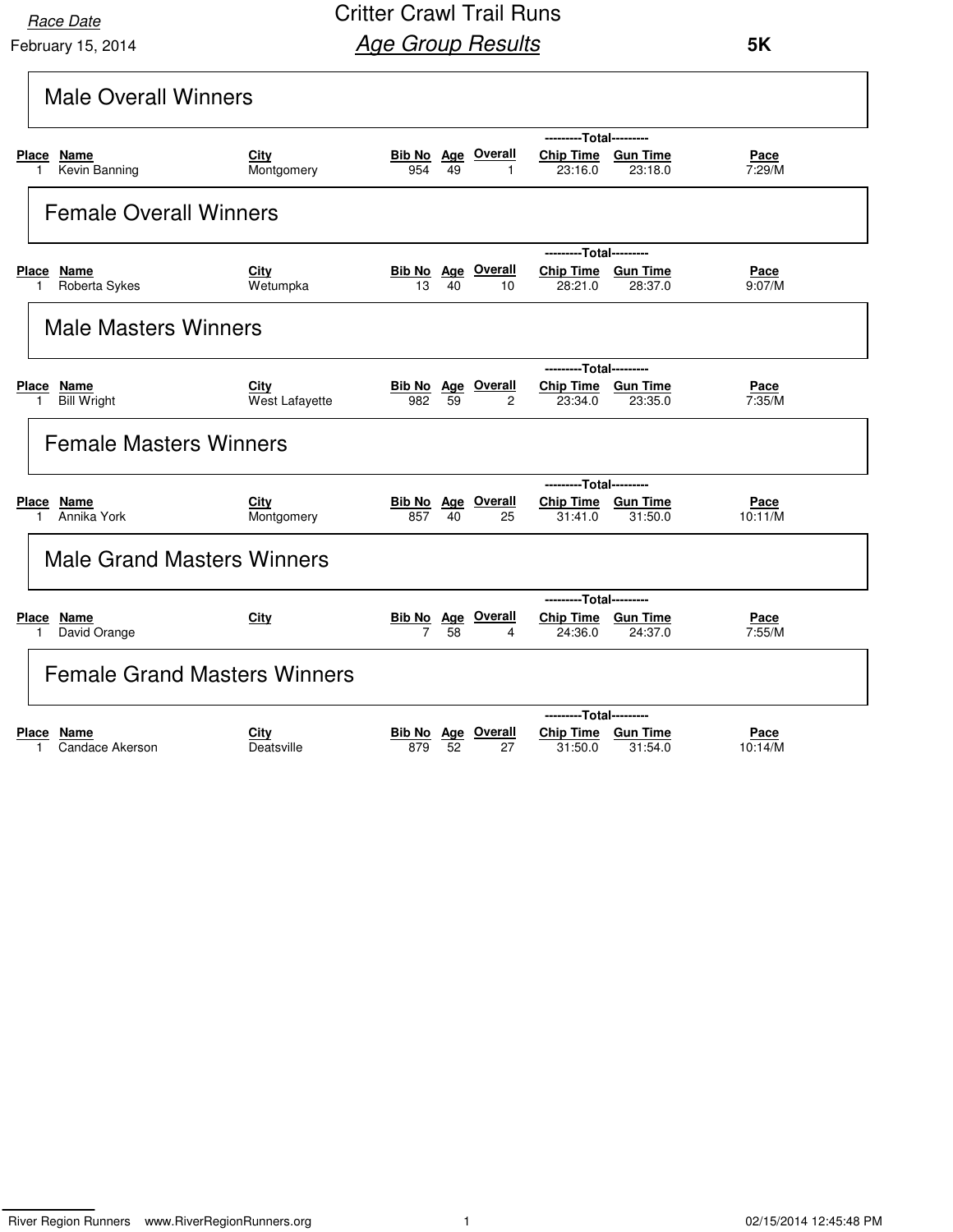Race Date

February 15, 2014

# Critter Crawl Trail Runs

## *Age Group Results*

**5K**

### Male Overall Winners

| Place | Name | City | Bib No | Age | Overall | Chip Time | Gun Time | Pace |
|---|---|---|---|---|---|---|---|---|
| | | | | | | ---------Total--------- | | |
| 1 | Kevin Banning | Montgomery | 954 | 49 | 1 | 23:16.0 | 23:18.0 | 7:29/M |

### Female Overall Winners

| Place | Name | City | Bib No | Age | Overall | Chip Time | Gun Time | Pace |
|---|---|---|---|---|---|---|---|---|
| | | | | | | ---------Total--------- | | |
| 1 | Roberta Sykes | Wetumpka | 13 | 40 | 10 | 28:21.0 | 28:37.0 | 9:07/M |

### Male Masters Winners

| Place | Name | City | Bib No | Age | Overall | Chip Time | Gun Time | Pace |
|---|---|---|---|---|---|---|---|---|
| | | | | | | ---------Total--------- | | |
| 1 | Bill Wright | West Lafayette | 982 | 59 | 2 | 23:34.0 | 23:35.0 | 7:35/M |

### Female Masters Winners

| Place | Name | City | Bib No | Age | Overall | Chip Time | Gun Time | Pace |
|---|---|---|---|---|---|---|---|---|
| | | | | | | ---------Total--------- | | |
| 1 | Annika York | Montgomery | 857 | 40 | 25 | 31:41.0 | 31:50.0 | 10:11/M |

### Male Grand Masters Winners

| Place | Name | City | Bib No | Age | Overall | Chip Time | Gun Time | Pace |
|---|---|---|---|---|---|---|---|---|
| | | | | | | ---------Total--------- | | |
| 1 | David Orange | | 7 | 58 | 4 | 24:36.0 | 24:37.0 | 7:55/M |

### Female Grand Masters Winners

| Place | Name | City | Bib No | Age | Overall | Chip Time | Gun Time | Pace |
|---|---|---|---|---|---|---|---|---|
| | | | | | | ---------Total--------- | | |
| 1 | Candace Akerson | Deatsville | 879 | 52 | 27 | 31:50.0 | 31:54.0 | 10:14/M |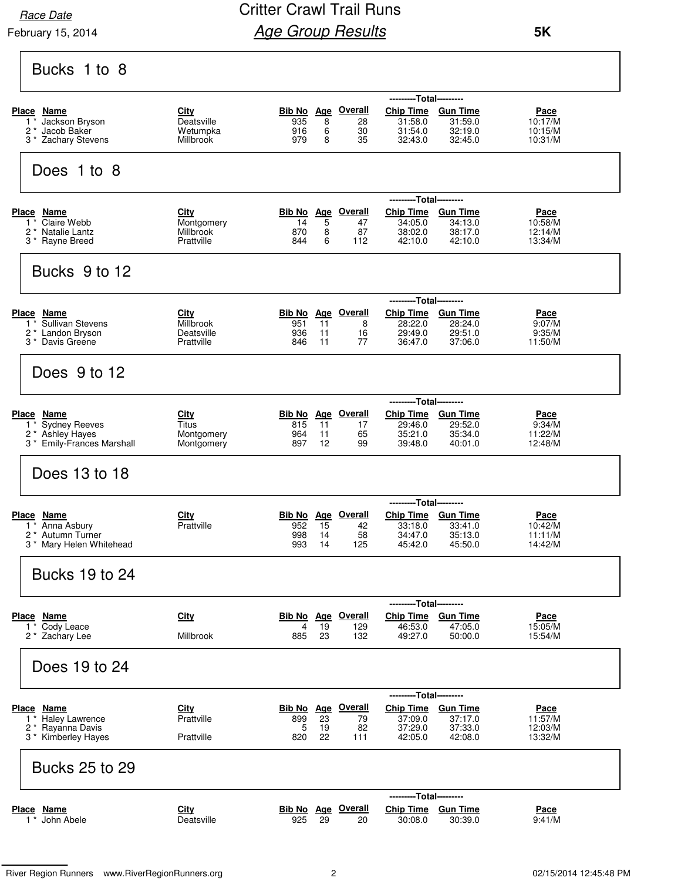Race Date

February 15, 2014

# Critter Crawl Trail Runs

## Age Group Results

**5K**

### Bucks 1 to 8

| Place | Name | City | Bib No | Age | Overall | Chip Time | Gun Time | Pace |
|---|---|---|---|---|---|---|---|---|
| | | | | | | ---------Total--------- | | |
| 1 * | Jackson Bryson | Deatsville | 935 | 8 | 28 | 31:58.0 | 31:59.0 | 10:17/M |
| 2 * | Jacob Baker | Wetumpka | 916 | 6 | 30 | 31:54.0 | 32:19.0 | 10:15/M |
| 3 * | Zachary Stevens | Millbrook | 979 | 8 | 35 | 32:43.0 | 32:45.0 | 10:31/M |

### Does 1 to 8

| Place | Name | City | Bib No | Age | Overall | Chip Time | Gun Time | Pace |
|---|---|---|---|---|---|---|---|---|
| | | | | | | ---------Total--------- | | |
| 1 * | Claire Webb | Montgomery | 14 | 5 | 47 | 34:05.0 | 34:13.0 | 10:58/M |
| 2 * | Natalie Lantz | Millbrook | 870 | 8 | 87 | 38:02.0 | 38:17.0 | 12:14/M |
| 3 * | Rayne Breed | Prattville | 844 | 6 | 112 | 42:10.0 | 42:10.0 | 13:34/M |

### Bucks 9 to 12

| Place | Name | City | Bib No | Age | Overall | Chip Time | Gun Time | Pace |
|---|---|---|---|---|---|---|---|---|
| | | | | | | ---------Total--------- | | |
| 1 * | Sullivan Stevens | Millbrook | 951 | 11 | 8 | 28:22.0 | 28:24.0 | 9:07/M |
| 2 * | Landon Bryson | Deatsville | 936 | 11 | 16 | 29:49.0 | 29:51.0 | 9:35/M |
| 3 * | Davis Greene | Prattville | 846 | 11 | 77 | 36:47.0 | 37:06.0 | 11:50/M |

### Does 9 to 12

| Place | Name | City | Bib No | Age | Overall | Chip Time | Gun Time | Pace |
|---|---|---|---|---|---|---|---|---|
| | | | | | | ---------Total--------- | | |
| 1 * | Sydney Reeves | Titus | 815 | 11 | 17 | 29:46.0 | 29:52.0 | 9:34/M |
| 2 * | Ashley Hayes | Montgomery | 964 | 11 | 65 | 35:21.0 | 35:34.0 | 11:22/M |
| 3 * | Emily-Frances Marshall | Montgomery | 897 | 12 | 99 | 39:48.0 | 40:01.0 | 12:48/M |

### Does 13 to 18

| Place | Name | City | Bib No | Age | Overall | Chip Time | Gun Time | Pace |
|---|---|---|---|---|---|---|---|---|
| | | | | | | ---------Total--------- | | |
| 1 * | Anna Asbury | Prattville | 952 | 15 | 42 | 33:18.0 | 33:41.0 | 10:42/M |
| 2 * | Autumn Turner | | 998 | 14 | 58 | 34:47.0 | 35:13.0 | 11:11/M |
| 3 * | Mary Helen Whitehead | | 993 | 14 | 125 | 45:42.0 | 45:50.0 | 14:42/M |

### Bucks 19 to 24

| Place | Name | City | Bib No | Age | Overall | Chip Time | Gun Time | Pace |
|---|---|---|---|---|---|---|---|---|
| | | | | | | ---------Total--------- | | |
| 1 * | Cody Leace | | 4 | 19 | 129 | 46:53.0 | 47:05.0 | 15:05/M |
| 2 * | Zachary Lee | Millbrook | 885 | 23 | 132 | 49:27.0 | 50:00.0 | 15:54/M |

### Does 19 to 24

| Place | Name | City | Bib No | Age | Overall | Chip Time | Gun Time | Pace |
|---|---|---|---|---|---|---|---|---|
| | | | | | | ---------Total--------- | | |
| 1 * | Haley Lawrence | Prattville | 899 | 23 | 79 | 37:09.0 | 37:17.0 | 11:57/M |
| 2 * | Rayanna Davis | | 5 | 19 | 82 | 37:29.0 | 37:33.0 | 12:03/M |
| 3 * | Kimberley Hayes | Prattville | 820 | 22 | 111 | 42:05.0 | 42:08.0 | 13:32/M |

### Bucks 25 to 29

| Place | Name | City | Bib No | Age | Overall | Chip Time | Gun Time | Pace |
|---|---|---|---|---|---|---|---|---|
| | | | | | | ---------Total--------- | | |
| 1 * | John Abele | Deatsville | 925 | 29 | 20 | 30:08.0 | 30:39.0 | 9:41/M |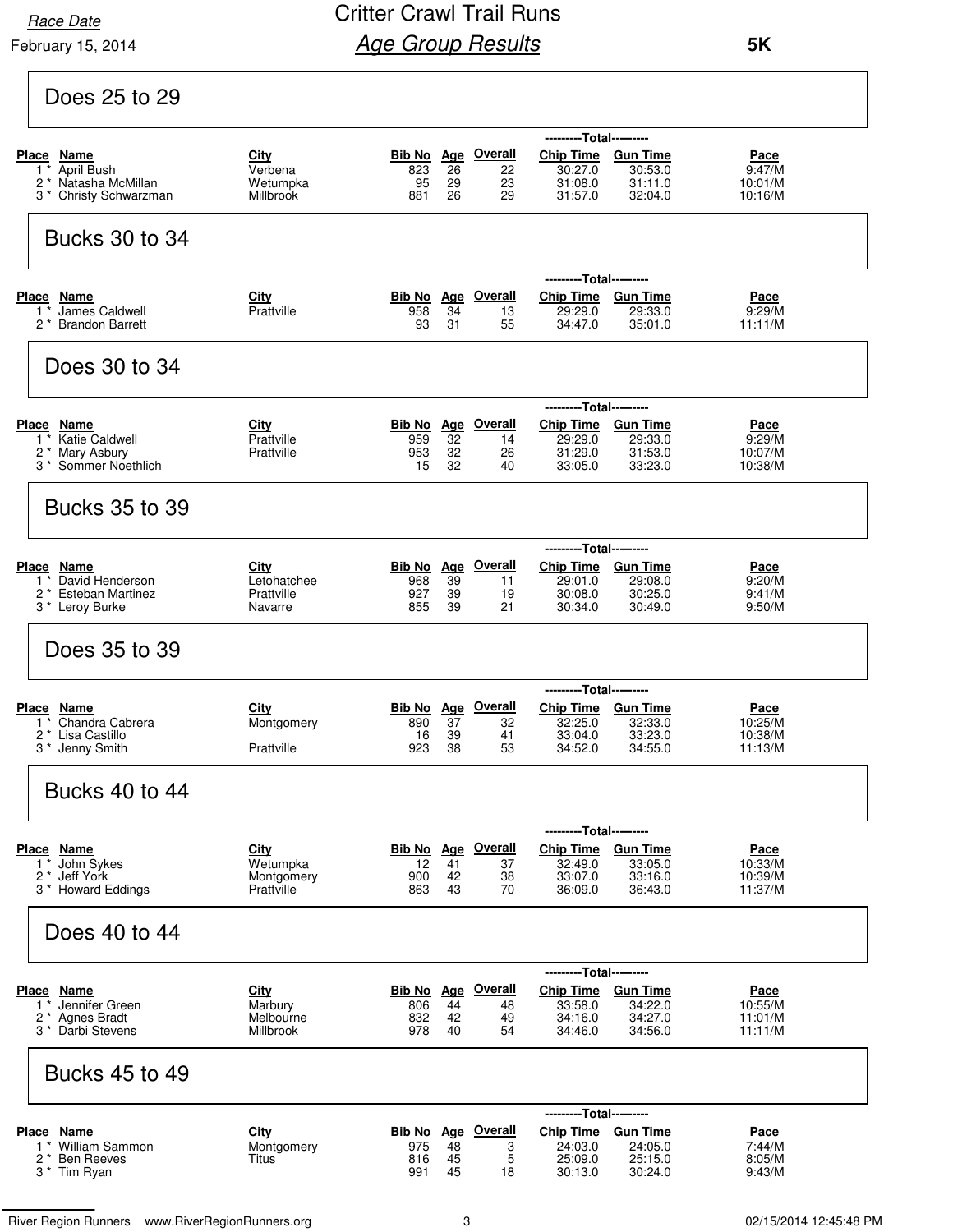Race Date

February 15, 2014

# Critter Crawl Trail Runs

## Age Group Results

**5K**

### Does 25 to 29

| Place | Name | City | Bib No | Age | Overall | Chip Time | Gun Time | Pace |
|---|---|---|---|---|---|---|---|---|
| 1 * | April Bush | Verbena | 823 | 26 | 22 | 30:27.0 | 30:53.0 | 9:47/M |
| 2 * | Natasha McMillan | Wetumpka | 95 | 29 | 23 | 31:08.0 | 31:11.0 | 10:01/M |
| 3 * | Christy Schwarzman | Millbrook | 881 | 26 | 29 | 31:57.0 | 32:04.0 | 10:16/M |

### Bucks 30 to 34

| Place | Name | City | Bib No | Age | Overall | Chip Time | Gun Time | Pace |
|---|---|---|---|---|---|---|---|---|
| 1 * | James Caldwell | Prattville | 958 | 34 | 13 | 29:29.0 | 29:33.0 | 9:29/M |
| 2 * | Brandon Barrett | | 93 | 31 | 55 | 34:47.0 | 35:01.0 | 11:11/M |

### Does 30 to 34

| Place | Name | City | Bib No | Age | Overall | Chip Time | Gun Time | Pace |
|---|---|---|---|---|---|---|---|---|
| 1 * | Katie Caldwell | Prattville | 959 | 32 | 14 | 29:29.0 | 29:33.0 | 9:29/M |
| 2 * | Mary Asbury | Prattville | 953 | 32 | 26 | 31:29.0 | 31:53.0 | 10:07/M |
| 3 * | Sommer Noethlich | | 15 | 32 | 40 | 33:05.0 | 33:23.0 | 10:38/M |

### Bucks 35 to 39

| Place | Name | City | Bib No | Age | Overall | Chip Time | Gun Time | Pace |
|---|---|---|---|---|---|---|---|---|
| 1 * | David Henderson | Letohatchee | 968 | 39 | 11 | 29:01.0 | 29:08.0 | 9:20/M |
| 2 * | Esteban Martinez | Prattville | 927 | 39 | 19 | 30:08.0 | 30:25.0 | 9:41/M |
| 3 * | Leroy Burke | Navarre | 855 | 39 | 21 | 30:34.0 | 30:49.0 | 9:50/M |

### Does 35 to 39

| Place | Name | City | Bib No | Age | Overall | Chip Time | Gun Time | Pace |
|---|---|---|---|---|---|---|---|---|
| 1 * | Chandra Cabrera | Montgomery | 890 | 37 | 32 | 32:25.0 | 32:33.0 | 10:25/M |
| 2 * | Lisa Castillo | | 16 | 39 | 41 | 33:04.0 | 33:23.0 | 10:38/M |
| 3 * | Jenny Smith | Prattville | 923 | 38 | 53 | 34:52.0 | 34:55.0 | 11:13/M |

### Bucks 40 to 44

| Place | Name | City | Bib No | Age | Overall | Chip Time | Gun Time | Pace |
|---|---|---|---|---|---|---|---|---|
| 1 * | John Sykes | Wetumpka | 12 | 41 | 37 | 32:49.0 | 33:05.0 | 10:33/M |
| 2 * | Jeff York | Montgomery | 900 | 42 | 38 | 33:07.0 | 33:16.0 | 10:39/M |
| 3 * | Howard Eddings | Prattville | 863 | 43 | 70 | 36:09.0 | 36:43.0 | 11:37/M |

### Does 40 to 44

| Place | Name | City | Bib No | Age | Overall | Chip Time | Gun Time | Pace |
|---|---|---|---|---|---|---|---|---|
| 1 * | Jennifer Green | Marbury | 806 | 44 | 48 | 33:58.0 | 34:22.0 | 10:55/M |
| 2 * | Agnes Bradt | Melbourne | 832 | 42 | 49 | 34:16.0 | 34:27.0 | 11:01/M |
| 3 * | Darbi Stevens | Millbrook | 978 | 40 | 54 | 34:46.0 | 34:56.0 | 11:11/M |

### Bucks 45 to 49

| Place | Name | City | Bib No | Age | Overall | Chip Time | Gun Time | Pace |
|---|---|---|---|---|---|---|---|---|
| 1 * | William Sammon | Montgomery | 975 | 48 | 3 | 24:03.0 | 24:05.0 | 7:44/M |
| 2 * | Ben Reeves | Titus | 816 | 45 | 5 | 25:09.0 | 25:15.0 | 8:05/M |
| 3 * | Tim Ryan | | 991 | 45 | 18 | 30:13.0 | 30:24.0 | 9:43/M |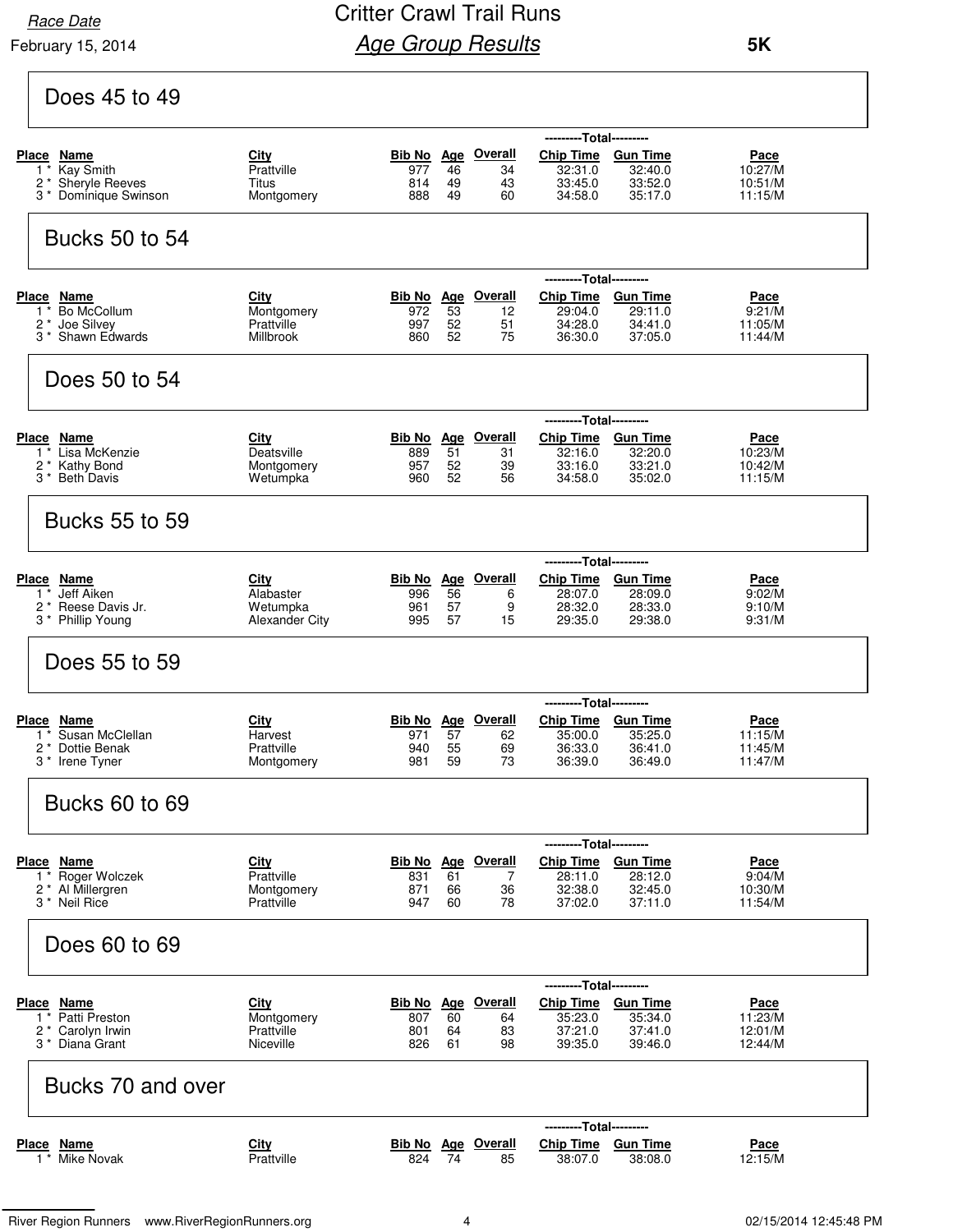Race Date

February 15, 2014

# Critter Crawl Trail Runs

## *Age Group Results*

**5K**

### Does 45 to 49

| Place | Name | City | Bib No | Age | Overall | Chip Time | Gun Time | Pace |
|---|---|---|---|---|---|---|---|---|
| 1 * | Kay Smith | Prattville | 977 | 46 | 34 | 32:31.0 | 32:40.0 | 10:27/M |
| 2 * | Sheryle Reeves | Titus | 814 | 49 | 43 | 33:45.0 | 33:52.0 | 10:51/M |
| 3 * | Dominique Swinson | Montgomery | 888 | 49 | 60 | 34:58.0 | 35:17.0 | 11:15/M |

### Bucks 50 to 54

| Place | Name | City | Bib No | Age | Overall | Chip Time | Gun Time | Pace |
|---|---|---|---|---|---|---|---|---|
| 1 * | Bo McCollum | Montgomery | 972 | 53 | 12 | 29:04.0 | 29:11.0 | 9:21/M |
| 2 * | Joe Silvey | Prattville | 997 | 52 | 51 | 34:28.0 | 34:41.0 | 11:05/M |
| 3 * | Shawn Edwards | Millbrook | 860 | 52 | 75 | 36:30.0 | 37:05.0 | 11:44/M |

### Does 50 to 54

| Place | Name | City | Bib No | Age | Overall | Chip Time | Gun Time | Pace |
|---|---|---|---|---|---|---|---|---|
| 1 * | Lisa McKenzie | Deatsville | 889 | 51 | 31 | 32:16.0 | 32:20.0 | 10:23/M |
| 2 * | Kathy Bond | Montgomery | 957 | 52 | 39 | 33:16.0 | 33:21.0 | 10:42/M |
| 3 * | Beth Davis | Wetumpka | 960 | 52 | 56 | 34:58.0 | 35:02.0 | 11:15/M |

### Bucks 55 to 59

| Place | Name | City | Bib No | Age | Overall | Chip Time | Gun Time | Pace |
|---|---|---|---|---|---|---|---|---|
| 1 * | Jeff Aiken | Alabaster | 996 | 56 | 6 | 28:07.0 | 28:09.0 | 9:02/M |
| 2 * | Reese Davis Jr. | Wetumpka | 961 | 57 | 9 | 28:32.0 | 28:33.0 | 9:10/M |
| 3 * | Phillip Young | Alexander City | 995 | 57 | 15 | 29:35.0 | 29:38.0 | 9:31/M |

### Does 55 to 59

| Place | Name | City | Bib No | Age | Overall | Chip Time | Gun Time | Pace |
|---|---|---|---|---|---|---|---|---|
| 1 * | Susan McClellan | Harvest | 971 | 57 | 62 | 35:00.0 | 35:25.0 | 11:15/M |
| 2 * | Dottie Benak | Prattville | 940 | 55 | 69 | 36:33.0 | 36:41.0 | 11:45/M |
| 3 * | Irene Tyner | Montgomery | 981 | 59 | 73 | 36:39.0 | 36:49.0 | 11:47/M |

### Bucks 60 to 69

| Place | Name | City | Bib No | Age | Overall | Chip Time | Gun Time | Pace |
|---|---|---|---|---|---|---|---|---|
| 1 * | Roger Wolczek | Prattville | 831 | 61 | 7 | 28:11.0 | 28:12.0 | 9:04/M |
| 2 * | Al Millergren | Montgomery | 871 | 66 | 36 | 32:38.0 | 32:45.0 | 10:30/M |
| 3 * | Neil Rice | Prattville | 947 | 60 | 78 | 37:02.0 | 37:11.0 | 11:54/M |

### Does 60 to 69

| Place | Name | City | Bib No | Age | Overall | Chip Time | Gun Time | Pace |
|---|---|---|---|---|---|---|---|---|
| 1 * | Patti Preston | Montgomery | 807 | 60 | 64 | 35:23.0 | 35:34.0 | 11:23/M |
| 2 * | Carolyn Irwin | Prattville | 801 | 64 | 83 | 37:21.0 | 37:41.0 | 12:01/M |
| 3 * | Diana Grant | Niceville | 826 | 61 | 98 | 39:35.0 | 39:46.0 | 12:44/M |

### Bucks 70 and over

| Place | Name | City | Bib No | Age | Overall | Chip Time | Gun Time | Pace |
|---|---|---|---|---|---|---|---|---|
| 1 * | Mike Novak | Prattville | 824 | 74 | 85 | 38:07.0 | 38:08.0 | 12:15/M |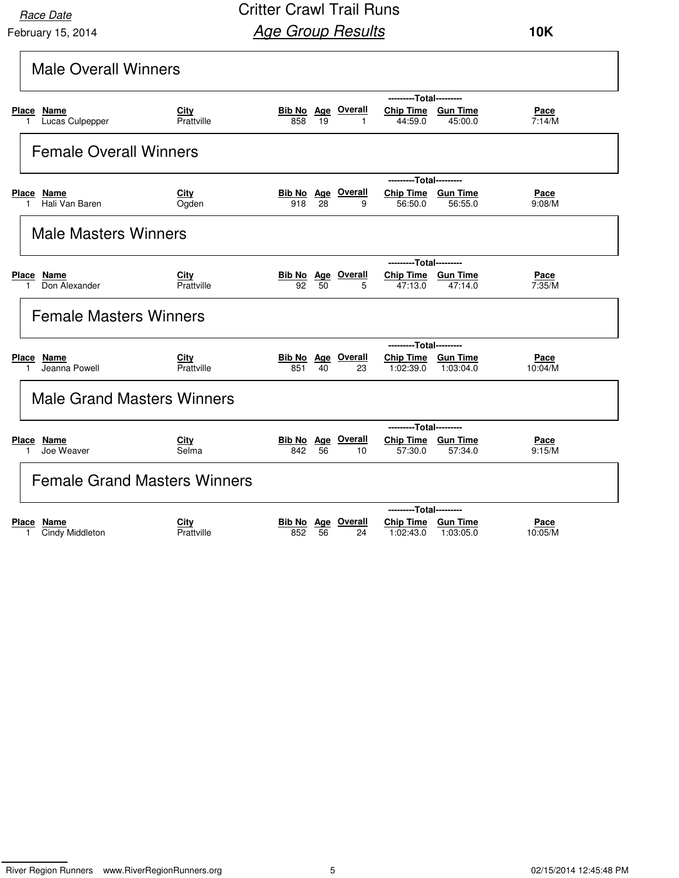Race Date

February 15, 2014

# Critter Crawl Trail Runs

## Age Group Results

**10K**

### Male Overall Winners

| Place | Name | City | Bib No | Age | Overall | Chip Time | Gun Time | Pace |
|---|---|---|---|---|---|---|---|---|
| | | | | | | ---------Total--------- | | |
| 1 | Lucas Culpepper | Prattville | 858 | 19 | 1 | 44:59.0 | 45:00.0 | 7:14/M |

### Female Overall Winners

| Place | Name | City | Bib No | Age | Overall | Chip Time | Gun Time | Pace |
|---|---|---|---|---|---|---|---|---|
| | | | | | | ---------Total--------- | | |
| 1 | Hali Van Baren | Ogden | 918 | 28 | 9 | 56:50.0 | 56:55.0 | 9:08/M |

### Male Masters Winners

| Place | Name | City | Bib No | Age | Overall | Chip Time | Gun Time | Pace |
|---|---|---|---|---|---|---|---|---|
| | | | | | | ---------Total--------- | | |
| 1 | Don Alexander | Prattville | 92 | 50 | 5 | 47:13.0 | 47:14.0 | 7:35/M |

### Female Masters Winners

| Place | Name | City | Bib No | Age | Overall | Chip Time | Gun Time | Pace |
|---|---|---|---|---|---|---|---|---|
| | | | | | | ---------Total--------- | | |
| 1 | Jeanna Powell | Prattville | 851 | 40 | 23 | 1:02:39.0 | 1:03:04.0 | 10:04/M |

### Male Grand Masters Winners

| Place | Name | City | Bib No | Age | Overall | Chip Time | Gun Time | Pace |
|---|---|---|---|---|---|---|---|---|
| | | | | | | ---------Total--------- | | |
| 1 | Joe Weaver | Selma | 842 | 56 | 10 | 57:30.0 | 57:34.0 | 9:15/M |

### Female Grand Masters Winners

| Place | Name | City | Bib No | Age | Overall | Chip Time | Gun Time | Pace |
|---|---|---|---|---|---|---|---|---|
| | | | | | | ---------Total--------- | | |
| 1 | Cindy Middleton | Prattville | 852 | 56 | 24 | 1:02:43.0 | 1:03:05.0 | 10:05/M |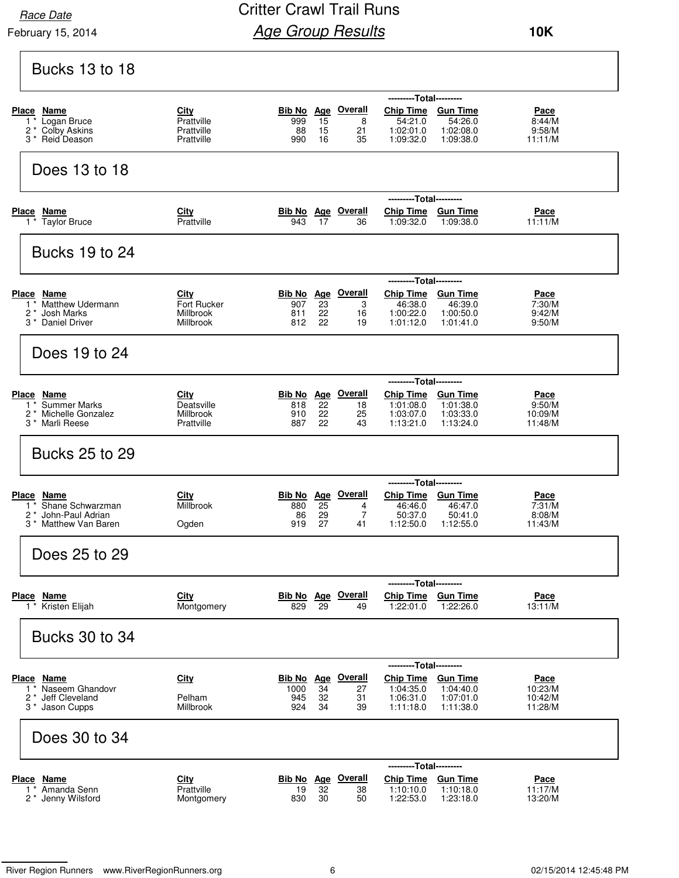Race Date

February 15, 2014

# Critter Crawl Trail Runs

## *Age Group Results*

**10K**

### Bucks 13 to 18

| Place | Name | City | Bib No | Age | Overall | Chip Time | Gun Time | Pace |
|---|---|---|---|---|---|---|---|---|
| 1 * | Logan Bruce | Prattville | 999 | 15 | 8 | 54:21.0 | 54:26.0 | 8:44/M |
| 2 * | Colby Askins | Prattville | 88 | 15 | 21 | 1:02:01.0 | 1:02:08.0 | 9:58/M |
| 3 * | Reid Deason | Prattville | 990 | 16 | 35 | 1:09:32.0 | 1:09:38.0 | 11:11/M |

### Does 13 to 18

| Place | Name | City | Bib No | Age | Overall | Chip Time | Gun Time | Pace |
|---|---|---|---|---|---|---|---|---|
| 1 * | Taylor Bruce | Prattville | 943 | 17 | 36 | 1:09:32.0 | 1:09:38.0 | 11:11/M |

### Bucks 19 to 24

| Place | Name | City | Bib No | Age | Overall | Chip Time | Gun Time | Pace |
|---|---|---|---|---|---|---|---|---|
| 1 * | Matthew Udermann | Fort Rucker | 907 | 23 | 3 | 46:38.0 | 46:39.0 | 7:30/M |
| 2 * | Josh Marks | Millbrook | 811 | 22 | 16 | 1:00:22.0 | 1:00:50.0 | 9:42/M |
| 3 * | Daniel Driver | Millbrook | 812 | 22 | 19 | 1:01:12.0 | 1:01:41.0 | 9:50/M |

### Does 19 to 24

| Place | Name | City | Bib No | Age | Overall | Chip Time | Gun Time | Pace |
|---|---|---|---|---|---|---|---|---|
| 1 * | Summer Marks | Deatsville | 818 | 22 | 18 | 1:01:08.0 | 1:01:38.0 | 9:50/M |
| 2 * | Michelle Gonzalez | Millbrook | 910 | 22 | 25 | 1:03:07.0 | 1:03:33.0 | 10:09/M |
| 3 * | Marli Reese | Prattville | 887 | 22 | 43 | 1:13:21.0 | 1:13:24.0 | 11:48/M |

### Bucks 25 to 29

| Place | Name | City | Bib No | Age | Overall | Chip Time | Gun Time | Pace |
|---|---|---|---|---|---|---|---|---|
| 1 * | Shane Schwarzman | Millbrook | 880 | 25 | 4 | 46:46.0 | 46:47.0 | 7:31/M |
| 2 * | John-Paul Adrian | | 86 | 29 | 7 | 50:37.0 | 50:41.0 | 8:08/M |
| 3 * | Matthew Van Baren | Ogden | 919 | 27 | 41 | 1:12:50.0 | 1:12:55.0 | 11:43/M |

### Does 25 to 29

| Place | Name | City | Bib No | Age | Overall | Chip Time | Gun Time | Pace |
|---|---|---|---|---|---|---|---|---|
| 1 * | Kristen Elijah | Montgomery | 829 | 29 | 49 | 1:22:01.0 | 1:22:26.0 | 13:11/M |

### Bucks 30 to 34

| Place | Name | City | Bib No | Age | Overall | Chip Time | Gun Time | Pace |
|---|---|---|---|---|---|---|---|---|
| 1 * | Naseem Ghandovr | | 1000 | 34 | 27 | 1:04:35.0 | 1:04:40.0 | 10:23/M |
| 2 * | Jeff Cleveland | Pelham | 945 | 32 | 31 | 1:06:31.0 | 1:07:01.0 | 10:42/M |
| 3 * | Jason Cupps | Millbrook | 924 | 34 | 39 | 1:11:18.0 | 1:11:38.0 | 11:28/M |

### Does 30 to 34

| Place | Name | City | Bib No | Age | Overall | Chip Time | Gun Time | Pace |
|---|---|---|---|---|---|---|---|---|
| 1 * | Amanda Senn | Prattville | 19 | 32 | 38 | 1:10:10.0 | 1:10:18.0 | 11:17/M |
| 2 * | Jenny Wilsford | Montgomery | 830 | 30 | 50 | 1:22:53.0 | 1:23:18.0 | 13:20/M |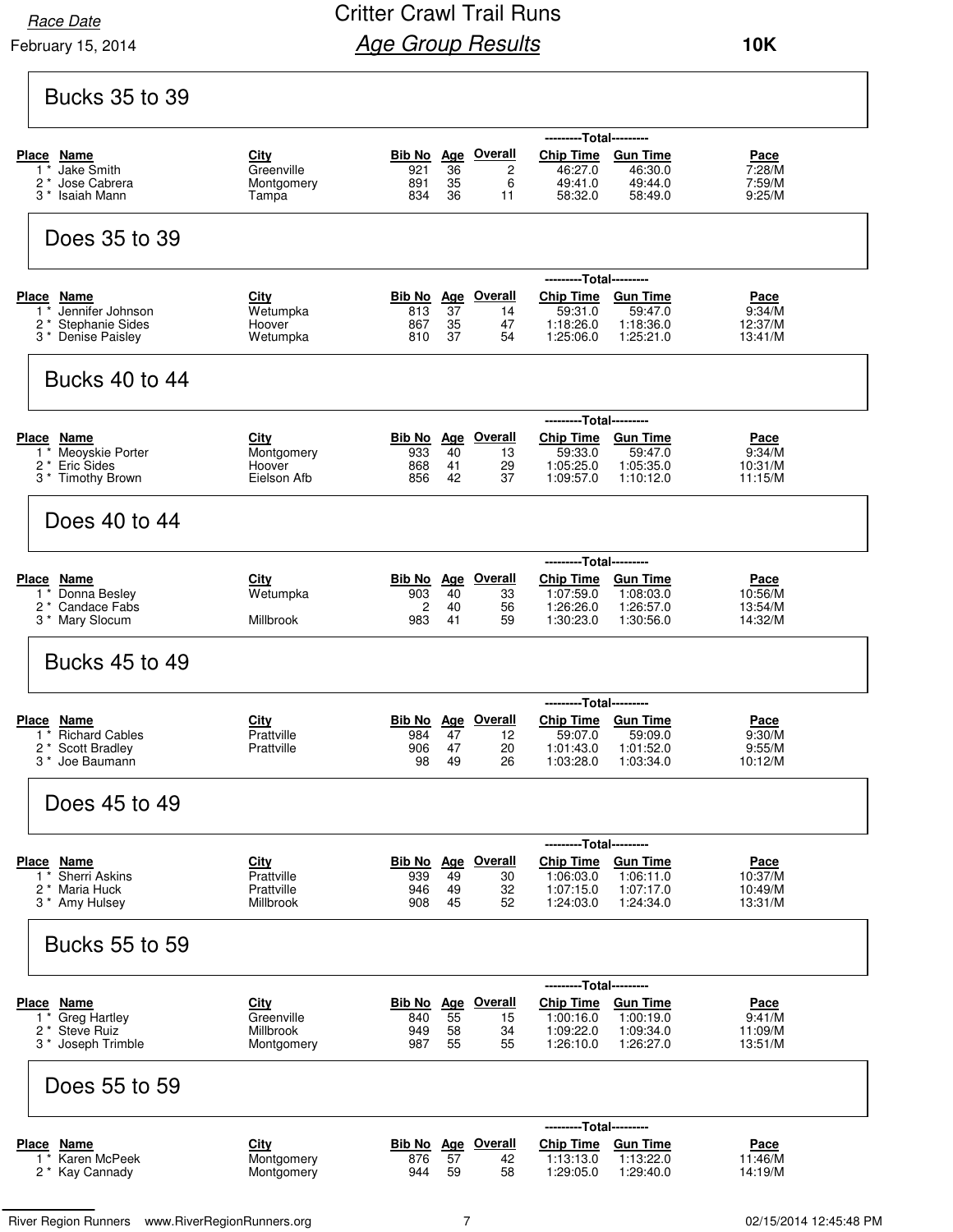Race Date

February 15, 2014

# Critter Crawl Trail Runs

## *Age Group Results*

**10K**

### Bucks 35 to 39

| Place | Name | City | Bib No | Age | Overall | Chip Time | Gun Time | Pace |
|---|---|---|---|---|---|---|---|---|
| | | | | | | ---------Total--------- | | |
| 1 * | Jake Smith | Greenville | 921 | 36 | 2 | 46:27.0 | 46:30.0 | 7:28/M |
| 2 * | Jose Cabrera | Montgomery | 891 | 35 | 6 | 49:41.0 | 49:44.0 | 7:59/M |
| 3 * | Isaiah Mann | Tampa | 834 | 36 | 11 | 58:32.0 | 58:49.0 | 9:25/M |

### Does 35 to 39

| Place | Name | City | Bib No | Age | Overall | Chip Time | Gun Time | Pace |
|---|---|---|---|---|---|---|---|---|
| | | | | | | ---------Total--------- | | |
| 1 * | Jennifer Johnson | Wetumpka | 813 | 37 | 14 | 59:31.0 | 59:47.0 | 9:34/M |
| 2 * | Stephanie Sides | Hoover | 867 | 35 | 47 | 1:18:26.0 | 1:18:36.0 | 12:37/M |
| 3 * | Denise Paisley | Wetumpka | 810 | 37 | 54 | 1:25:06.0 | 1:25:21.0 | 13:41/M |

### Bucks 40 to 44

| Place | Name | City | Bib No | Age | Overall | Chip Time | Gun Time | Pace |
|---|---|---|---|---|---|---|---|---|
| | | | | | | ---------Total--------- | | |
| 1 * | Meoyskie Porter | Montgomery | 933 | 40 | 13 | 59:33.0 | 59:47.0 | 9:34/M |
| 2 * | Eric Sides | Hoover | 868 | 41 | 29 | 1:05:25.0 | 1:05:35.0 | 10:31/M |
| 3 * | Timothy Brown | Eielson Afb | 856 | 42 | 37 | 1:09:57.0 | 1:10:12.0 | 11:15/M |

### Does 40 to 44

| Place | Name | City | Bib No | Age | Overall | Chip Time | Gun Time | Pace |
|---|---|---|---|---|---|---|---|---|
| | | | | | | ---------Total--------- | | |
| 1 * | Donna Besley | Wetumpka | 903 | 40 | 33 | 1:07:59.0 | 1:08:03.0 | 10:56/M |
| 2 * | Candace Fabs | | 2 | 40 | 56 | 1:26:26.0 | 1:26:57.0 | 13:54/M |
| 3 * | Mary Slocum | Millbrook | 983 | 41 | 59 | 1:30:23.0 | 1:30:56.0 | 14:32/M |

### Bucks 45 to 49

| Place | Name | City | Bib No | Age | Overall | Chip Time | Gun Time | Pace |
|---|---|---|---|---|---|---|---|---|
| | | | | | | ---------Total--------- | | |
| 1 * | Richard Cables | Prattville | 984 | 47 | 12 | 59:07.0 | 59:09.0 | 9:30/M |
| 2 * | Scott Bradley | Prattville | 906 | 47 | 20 | 1:01:43.0 | 1:01:52.0 | 9:55/M |
| 3 * | Joe Baumann | | 98 | 49 | 26 | 1:03:28.0 | 1:03:34.0 | 10:12/M |

### Does 45 to 49

| Place | Name | City | Bib No | Age | Overall | Chip Time | Gun Time | Pace |
|---|---|---|---|---|---|---|---|---|
| | | | | | | ---------Total--------- | | |
| 1 * | Sherri Askins | Prattville | 939 | 49 | 30 | 1:06:03.0 | 1:06:11.0 | 10:37/M |
| 2 * | Maria Huck | Prattville | 946 | 49 | 32 | 1:07:15.0 | 1:07:17.0 | 10:49/M |
| 3 * | Amy Hulsey | Millbrook | 908 | 45 | 52 | 1:24:03.0 | 1:24:34.0 | 13:31/M |

### Bucks 55 to 59

| Place | Name | City | Bib No | Age | Overall | Chip Time | Gun Time | Pace |
|---|---|---|---|---|---|---|---|---|
| | | | | | | ---------Total--------- | | |
| 1 * | Greg Hartley | Greenville | 840 | 55 | 15 | 1:00:16.0 | 1:00:19.0 | 9:41/M |
| 2 * | Steve Ruiz | Millbrook | 949 | 58 | 34 | 1:09:22.0 | 1:09:34.0 | 11:09/M |
| 3 * | Joseph Trimble | Montgomery | 987 | 55 | 55 | 1:26:10.0 | 1:26:27.0 | 13:51/M |

### Does 55 to 59

| Place | Name | City | Bib No | Age | Overall | Chip Time | Gun Time | Pace |
|---|---|---|---|---|---|---|---|---|
| | | | | | | ---------Total--------- | | |
| 1 * | Karen McPeek | Montgomery | 876 | 57 | 42 | 1:13:13.0 | 1:13:22.0 | 11:46/M |
| 2 * | Kay Cannady | Montgomery | 944 | 59 | 58 | 1:29:05.0 | 1:29:40.0 | 14:19/M |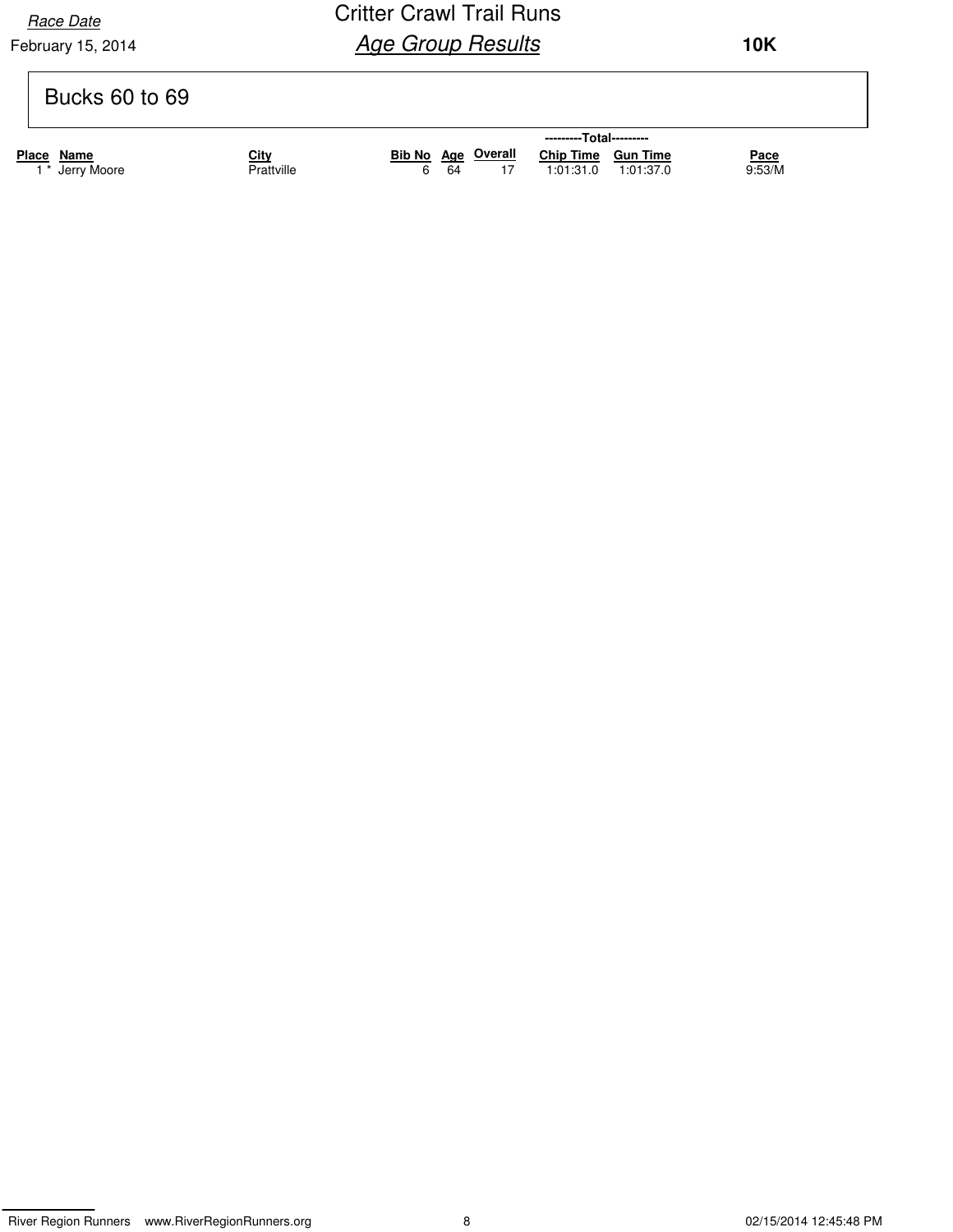*Race Date*

February 15, 2014

# Critter Crawl Trail Runs

## *Age Group Results*

**10K**

### Bucks 60 to 69

| Place | Name | City | Bib No | Age | Overall | Chip Time (Total) | Gun Time (Total) | Pace |
|---|---|---|---|---|---|---|---|---|
| 1 * | Jerry Moore | Prattville | 6 | 64 | 17 | 1:01:31.0 | 1:01:37.0 | 9:53/M |